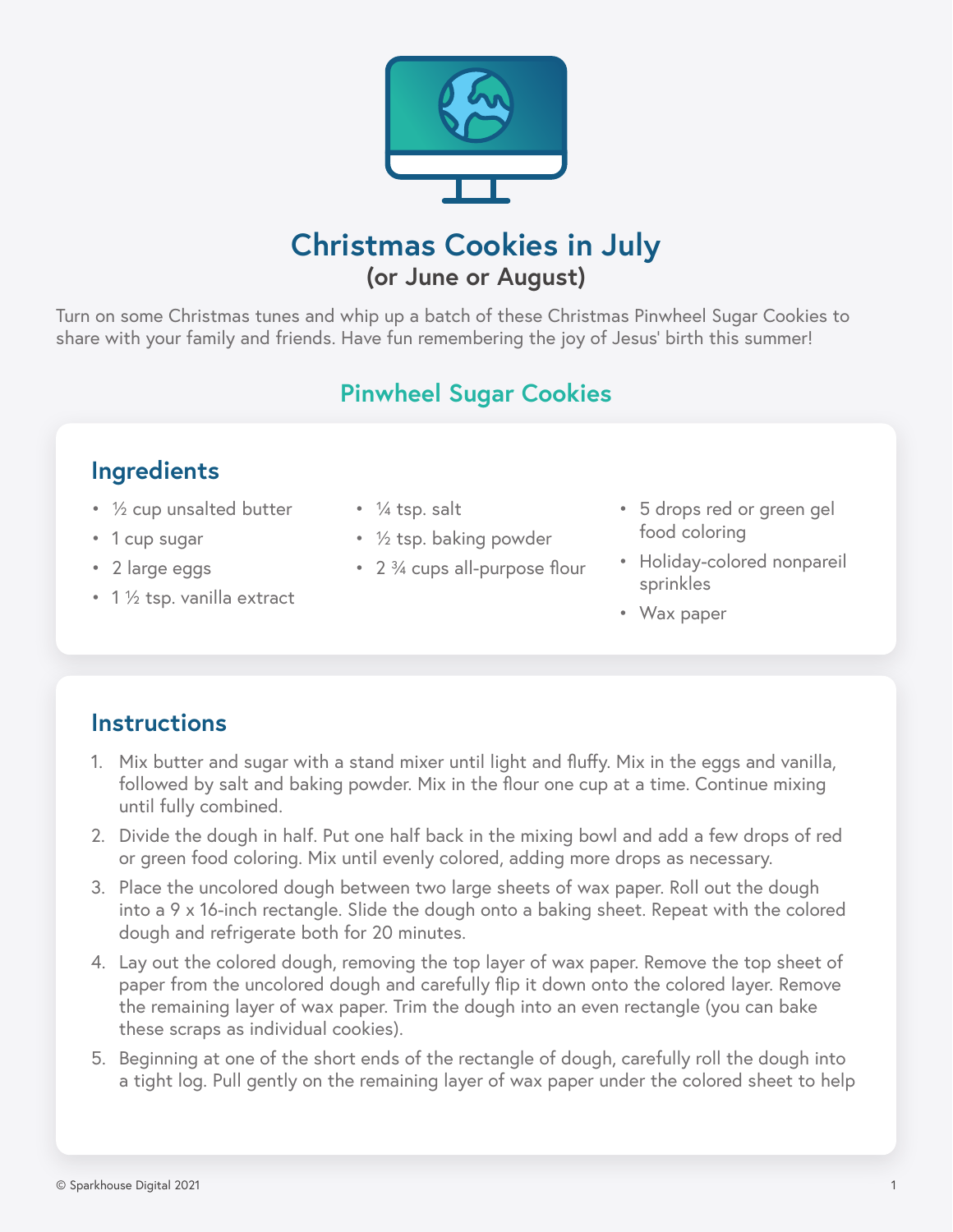# Christmas Cookies in July

## (or June or August)

Turn on some Christmas tunes and whip up a batch of these Christmas Pinwheel Sugar Cookies to share with your family and friends. Have fun remembering the joy of Jesus' birth this summer!

## Pinwheel Sugar Cookies

### Ingredients

- ½ cup unsalted butter
- 1 cup sugar
- 2 large eggs
- 1 ½ tsp. vanilla extract
- ¼ tsp. salt
- ½ tsp. baking powder
- 2 ¾ cups all-purpose flour
- 5 drops red or green gel food coloring
- Holiday-colored nonpareil sprinkles
- Wax paper

### Instructions

1. Mix butter and sugar with a stand mixer until light and fluffy. Mix in the eggs and vanilla, followed by salt and baking powder. Mix in the flour one cup at a time. Continue mixing until fully combined.
2. Divide the dough in half. Put one half back in the mixing bowl and add a few drops of red or green food coloring. Mix until evenly colored, adding more drops as necessary.
3. Place the uncolored dough between two large sheets of wax paper. Roll out the dough into a 9 x 16-inch rectangle. Slide the dough onto a baking sheet. Repeat with the colored dough and refrigerate both for 20 minutes.
4. Lay out the colored dough, removing the top layer of wax paper. Remove the top sheet of paper from the uncolored dough and carefully flip it down onto the colored layer. Remove the remaining layer of wax paper. Trim the dough into an even rectangle (you can bake these scraps as individual cookies).
5. Beginning at one of the short ends of the rectangle of dough, carefully roll the dough into a tight log. Pull gently on the remaining layer of wax paper under the colored sheet to help

© Sparkhouse Digital 2021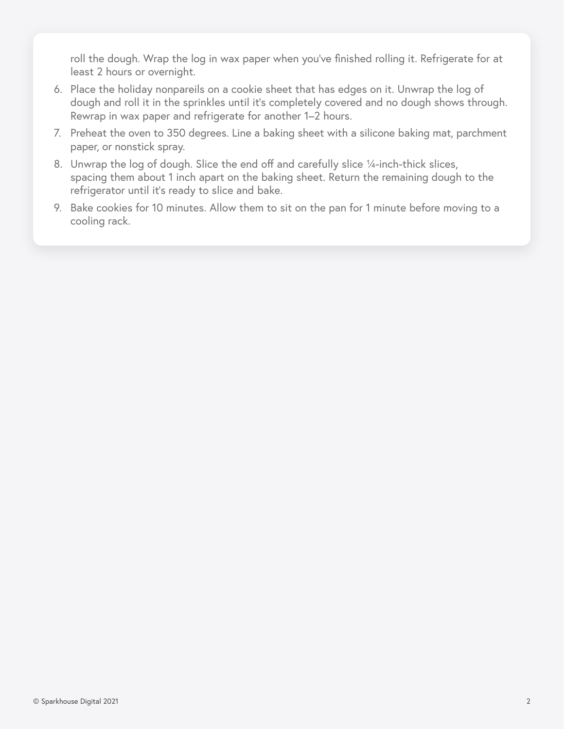roll the dough. Wrap the log in wax paper when you've finished rolling it. Refrigerate for at least 2 hours or overnight.

6. Place the holiday nonpareils on a cookie sheet that has edges on it. Unwrap the log of dough and roll it in the sprinkles until it's completely covered and no dough shows through. Rewrap in wax paper and refrigerate for another 1–2 hours.
7. Preheat the oven to 350 degrees. Line a baking sheet with a silicone baking mat, parchment paper, or nonstick spray.
8. Unwrap the log of dough. Slice the end off and carefully slice ¼-inch-thick slices, spacing them about 1 inch apart on the baking sheet. Return the remaining dough to the refrigerator until it's ready to slice and bake.
9. Bake cookies for 10 minutes. Allow them to sit on the pan for 1 minute before moving to a cooling rack.

© Sparkhouse Digital 2021